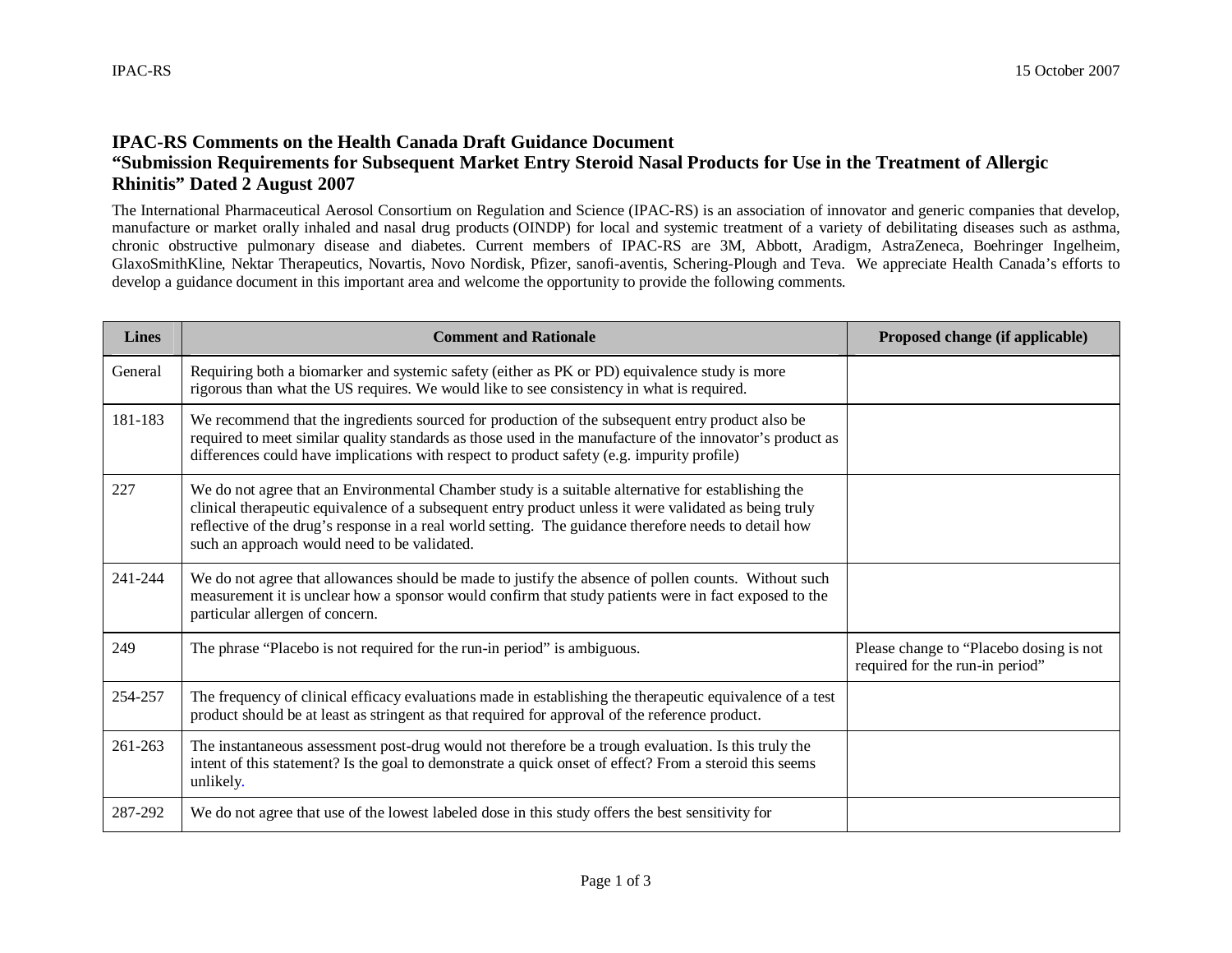# IPAC-RS Comments on the Health Canada Draft Guidance Document "Submission Requirements for Subsequent Market Entry Steroid Nasal Products for Use in the Treatment of Allergic Rhinitis" Dated 2 August 2007

The International Pharmaceutical Aerosol Consortium on Regulation and Science (IPAC-RS) is an association of innovator and generic companies that develop, manufacture or market orally inhaled and nasal drug products (OINDP) for local and systemic treatment of a variety of debilitating diseases such as asthma, chronic obstructive pulmonary disease and diabetes. Current members of IPAC-RS are 3M, Abbott, Aradigm, AstraZeneca, Boehringer Ingelheim, GlaxoSmithKline, Nektar Therapeutics, Novartis, Novo Nordisk, Pfizer, sanofi-aventis, Schering-Plough and Teva. We appreciate Health Canada's efforts to develop a guidance document in this important area and welcome the opportunity to provide the following comments.

| Lines | Comment and Rationale | Proposed change (if applicable) |
|---|---|---|
| General | Requiring both a biomarker and systemic safety (either as PK or PD) equivalence study is more rigorous than what the US requires. We would like to see consistency in what is required. | |
| 181-183 | We recommend that the ingredients sourced for production of the subsequent entry product also be required to meet similar quality standards as those used in the manufacture of the innovator's product as differences could have implications with respect to product safety (e.g. impurity profile) | |
| 227 | We do not agree that an Environmental Chamber study is a suitable alternative for establishing the clinical therapeutic equivalence of a subsequent entry product unless it were validated as being truly reflective of the drug's response in a real world setting. The guidance therefore needs to detail how such an approach would need to be validated. | |
| 241-244 | We do not agree that allowances should be made to justify the absence of pollen counts. Without such measurement it is unclear how a sponsor would confirm that study patients were in fact exposed to the particular allergen of concern. | |
| 249 | The phrase "Placebo is not required for the run-in period" is ambiguous. | Please change to "Placebo dosing is not required for the run-in period" |
| 254-257 | The frequency of clinical efficacy evaluations made in establishing the therapeutic equivalence of a test product should be at least as stringent as that required for approval of the reference product. | |
| 261-263 | The instantaneous assessment post-drug would not therefore be a trough evaluation. Is this truly the intent of this statement? Is the goal to demonstrate a quick onset of effect? From a steroid this seems unlikely. | |
| 287-292 | We do not agree that use of the lowest labeled dose in this study offers the best sensitivity for | |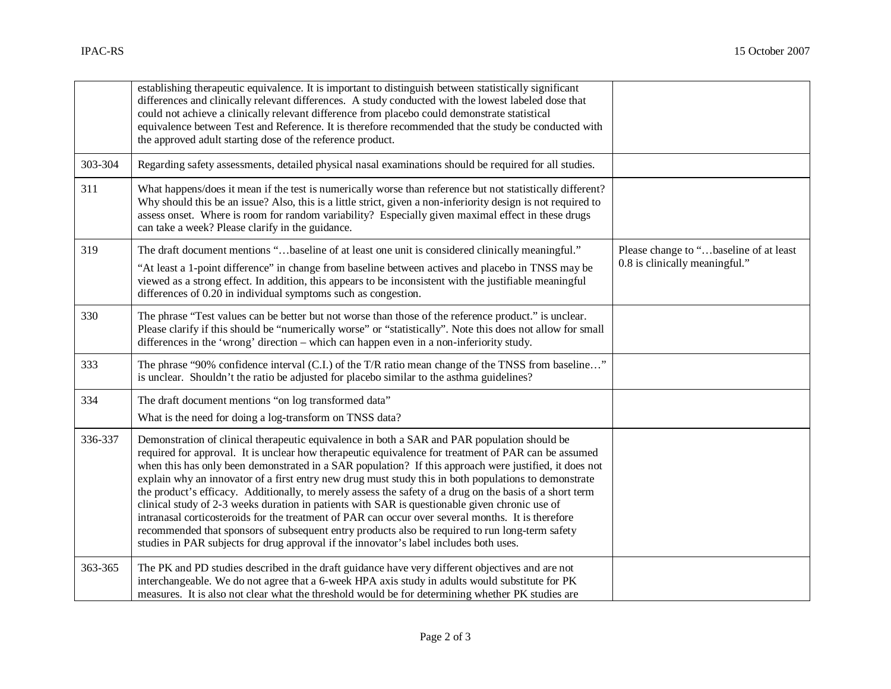| | | |
|---|---|---|
| | establishing therapeutic equivalence. It is important to distinguish between statistically significant differences and clinically relevant differences. A study conducted with the lowest labeled dose that could not achieve a clinically relevant difference from placebo could demonstrate statistical equivalence between Test and Reference. It is therefore recommended that the study be conducted with the approved adult starting dose of the reference product. | |
| 303-304 | Regarding safety assessments, detailed physical nasal examinations should be required for all studies. | |
| 311 | What happens/does it mean if the test is numerically worse than reference but not statistically different? Why should this be an issue? Also, this is a little strict, given a non-inferiority design is not required to assess onset. Where is room for random variability? Especially given maximal effect in these drugs can take a week? Please clarify in the guidance. | |
| 319 | The draft document mentions "…baseline of at least one unit is considered clinically meaningful." "At least a 1-point difference" in change from baseline between actives and placebo in TNSS may be viewed as a strong effect. In addition, this appears to be inconsistent with the justifiable meaningful differences of 0.20 in individual symptoms such as congestion. | Please change to "…baseline of at least 0.8 is clinically meaningful." |
| 330 | The phrase "Test values can be better but not worse than those of the reference product." is unclear. Please clarify if this should be "numerically worse" or "statistically". Note this does not allow for small differences in the 'wrong' direction – which can happen even in a non-inferiority study. | |
| 333 | The phrase "90% confidence interval (C.I.) of the T/R ratio mean change of the TNSS from baseline…" is unclear. Shouldn't the ratio be adjusted for placebo similar to the asthma guidelines? | |
| 334 | The draft document mentions "on log transformed data" What is the need for doing a log-transform on TNSS data? | |
| 336-337 | Demonstration of clinical therapeutic equivalence in both a SAR and PAR population should be required for approval. It is unclear how therapeutic equivalence for treatment of PAR can be assumed when this has only been demonstrated in a SAR population? If this approach were justified, it does not explain why an innovator of a first entry new drug must study this in both populations to demonstrate the product's efficacy. Additionally, to merely assess the safety of a drug on the basis of a short term clinical study of 2-3 weeks duration in patients with SAR is questionable given chronic use of intranasal corticosteroids for the treatment of PAR can occur over several months. It is therefore recommended that sponsors of subsequent entry products also be required to run long-term safety studies in PAR subjects for drug approval if the innovator's label includes both uses. | |
| 363-365 | The PK and PD studies described in the draft guidance have very different objectives and are not interchangeable. We do not agree that a 6-week HPA axis study in adults would substitute for PK measures. It is also not clear what the threshold would be for determining whether PK studies are | |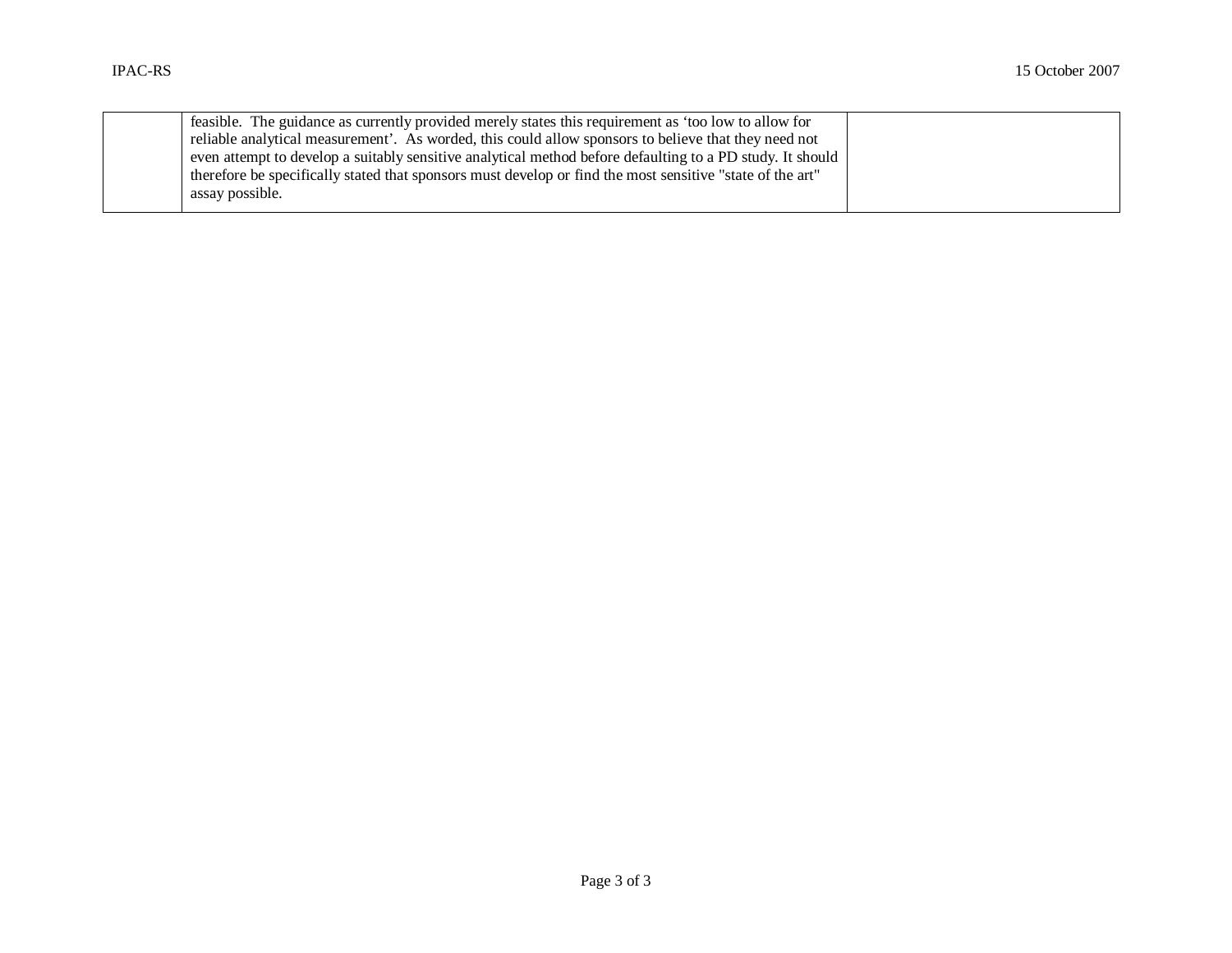| | | |
|---|---|---|
| | feasible. The guidance as currently provided merely states this requirement as ‘too low to allow for reliable analytical measurement’. As worded, this could allow sponsors to believe that they need not even attempt to develop a suitably sensitive analytical method before defaulting to a PD study. It should therefore be specifically stated that sponsors must develop or find the most sensitive "state of the art" assay possible. | |